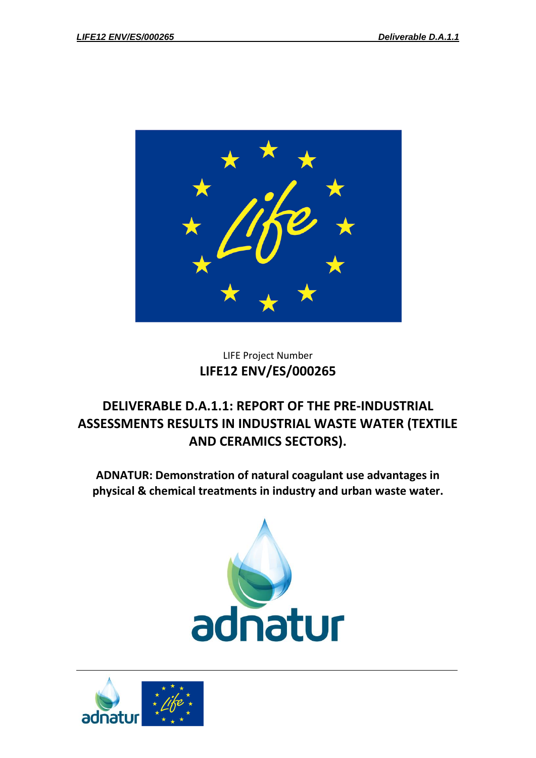LIFE Project Number

**LIFE12 ENV/ES/000265**

# DELIVERABLE D.A.1.1: REPORT OF THE PRE-INDUSTRIAL ASSESSMENTS RESULTS IN INDUSTRIAL WASTE WATER (TEXTILE AND CERAMICS SECTORS).

**ADNATUR: Demonstration of natural coagulant use advantages in physical & chemical treatments in industry and urban waste water.**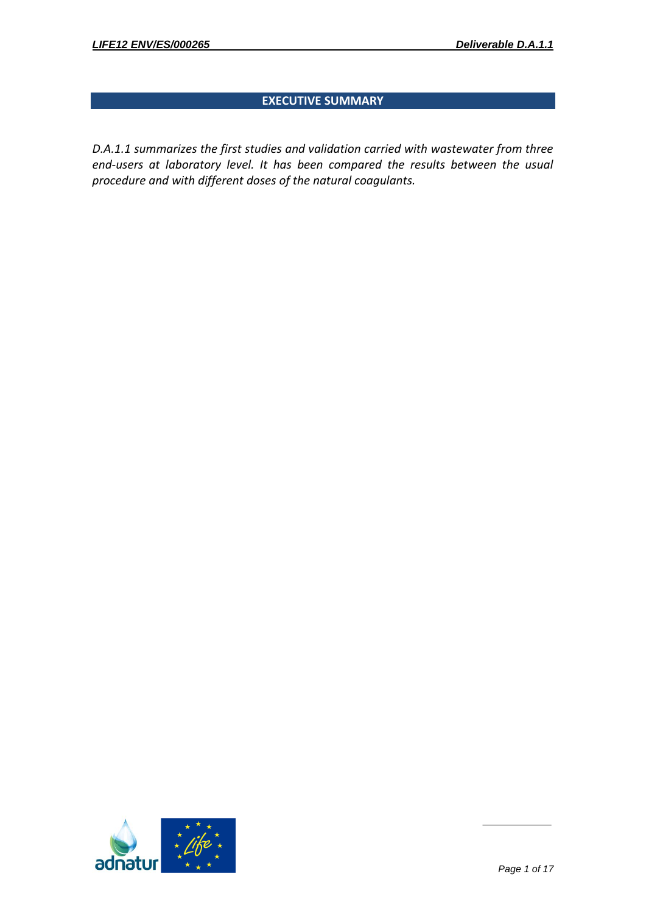## EXECUTIVE SUMMARY

*D.A.1.1 summarizes the first studies and validation carried with wastewater from three end-users at laboratory level. It has been compared the results between the usual procedure and with different doses of the natural coagulants.*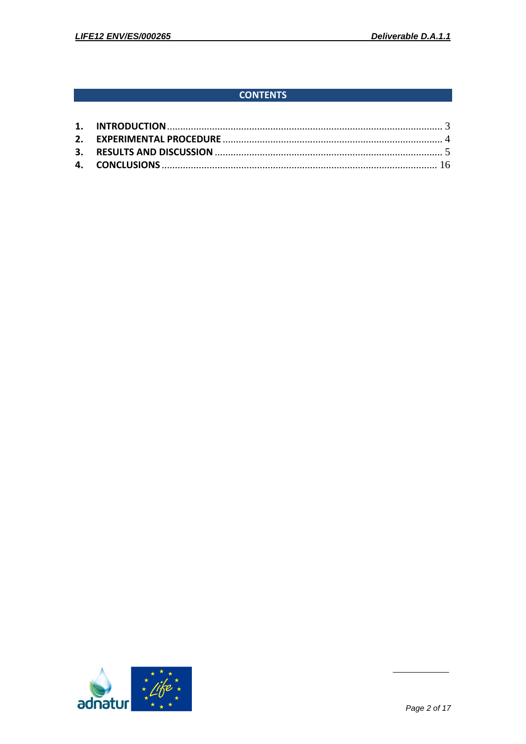# CONTENTS

1. **INTRODUCTION** ........................................................................................................ 3
2. **EXPERIMENTAL PROCEDURE** ................................................................................... 4
3. **RESULTS AND DISCUSSION** ..................................................................................... 5
4. **CONCLUSIONS** ....................................................................................................... 16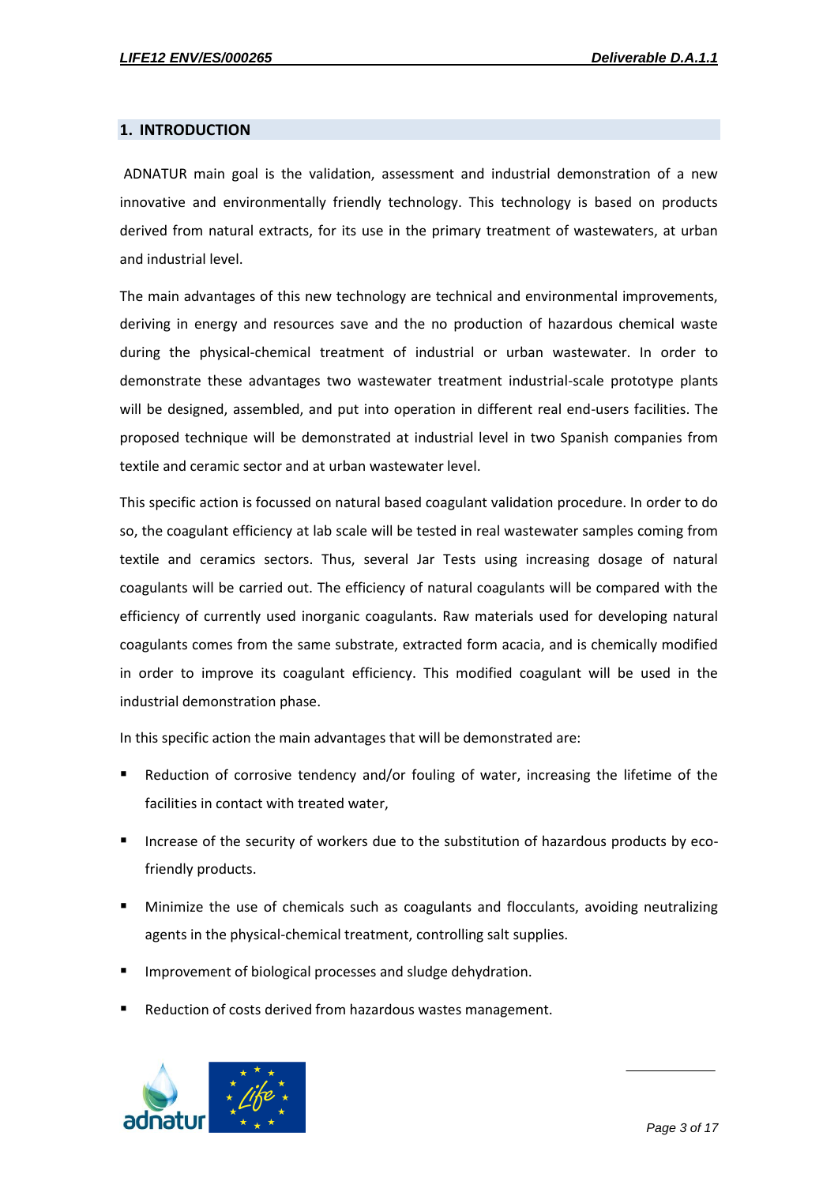# 1. INTRODUCTION

ADNATUR main goal is the validation, assessment and industrial demonstration of a new innovative and environmentally friendly technology. This technology is based on products derived from natural extracts, for its use in the primary treatment of wastewaters, at urban and industrial level.

The main advantages of this new technology are technical and environmental improvements, deriving in energy and resources save and the no production of hazardous chemical waste during the physical-chemical treatment of industrial or urban wastewater. In order to demonstrate these advantages two wastewater treatment industrial-scale prototype plants will be designed, assembled, and put into operation in different real end-users facilities. The proposed technique will be demonstrated at industrial level in two Spanish companies from textile and ceramic sector and at urban wastewater level.

This specific action is focussed on natural based coagulant validation procedure. In order to do so, the coagulant efficiency at lab scale will be tested in real wastewater samples coming from textile and ceramics sectors. Thus, several Jar Tests using increasing dosage of natural coagulants will be carried out. The efficiency of natural coagulants will be compared with the efficiency of currently used inorganic coagulants. Raw materials used for developing natural coagulants comes from the same substrate, extracted form acacia, and is chemically modified in order to improve its coagulant efficiency. This modified coagulant will be used in the industrial demonstration phase.

In this specific action the main advantages that will be demonstrated are:

- Reduction of corrosive tendency and/or fouling of water, increasing the lifetime of the facilities in contact with treated water,
- Increase of the security of workers due to the substitution of hazardous products by eco-friendly products.
- Minimize the use of chemicals such as coagulants and flocculants, avoiding neutralizing agents in the physical-chemical treatment, controlling salt supplies.
- Improvement of biological processes and sludge dehydration.
- Reduction of costs derived from hazardous wastes management.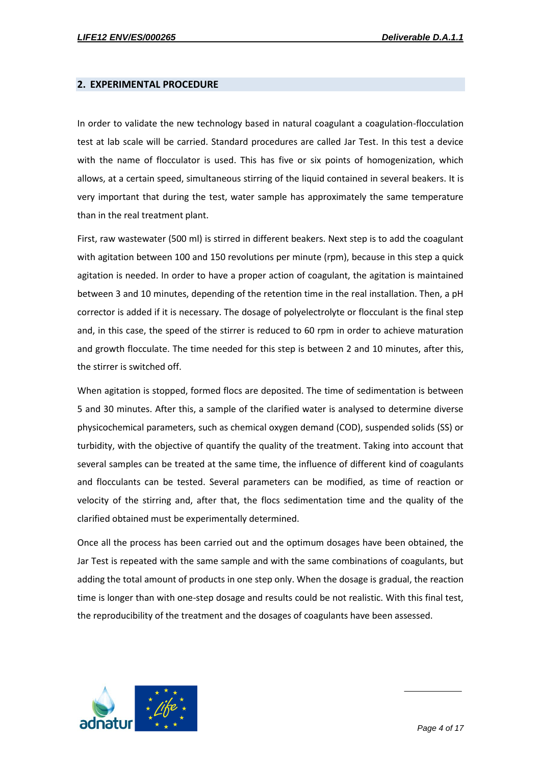## 2. EXPERIMENTAL PROCEDURE

In order to validate the new technology based in natural coagulant a coagulation-flocculation test at lab scale will be carried. Standard procedures are called Jar Test. In this test a device with the name of flocculator is used. This has five or six points of homogenization, which allows, at a certain speed, simultaneous stirring of the liquid contained in several beakers. It is very important that during the test, water sample has approximately the same temperature than in the real treatment plant.

First, raw wastewater (500 ml) is stirred in different beakers. Next step is to add the coagulant with agitation between 100 and 150 revolutions per minute (rpm), because in this step a quick agitation is needed. In order to have a proper action of coagulant, the agitation is maintained between 3 and 10 minutes, depending of the retention time in the real installation. Then, a pH corrector is added if it is necessary. The dosage of polyelectrolyte or flocculant is the final step and, in this case, the speed of the stirrer is reduced to 60 rpm in order to achieve maturation and growth flocculate. The time needed for this step is between 2 and 10 minutes, after this, the stirrer is switched off.

When agitation is stopped, formed flocs are deposited. The time of sedimentation is between 5 and 30 minutes. After this, a sample of the clarified water is analysed to determine diverse physicochemical parameters, such as chemical oxygen demand (COD), suspended solids (SS) or turbidity, with the objective of quantify the quality of the treatment. Taking into account that several samples can be treated at the same time, the influence of different kind of coagulants and flocculants can be tested. Several parameters can be modified, as time of reaction or velocity of the stirring and, after that, the flocs sedimentation time and the quality of the clarified obtained must be experimentally determined.

Once all the process has been carried out and the optimum dosages have been obtained, the Jar Test is repeated with the same sample and with the same combinations of coagulants, but adding the total amount of products in one step only. When the dosage is gradual, the reaction time is longer than with one-step dosage and results could be not realistic. With this final test, the reproducibility of the treatment and the dosages of coagulants have been assessed.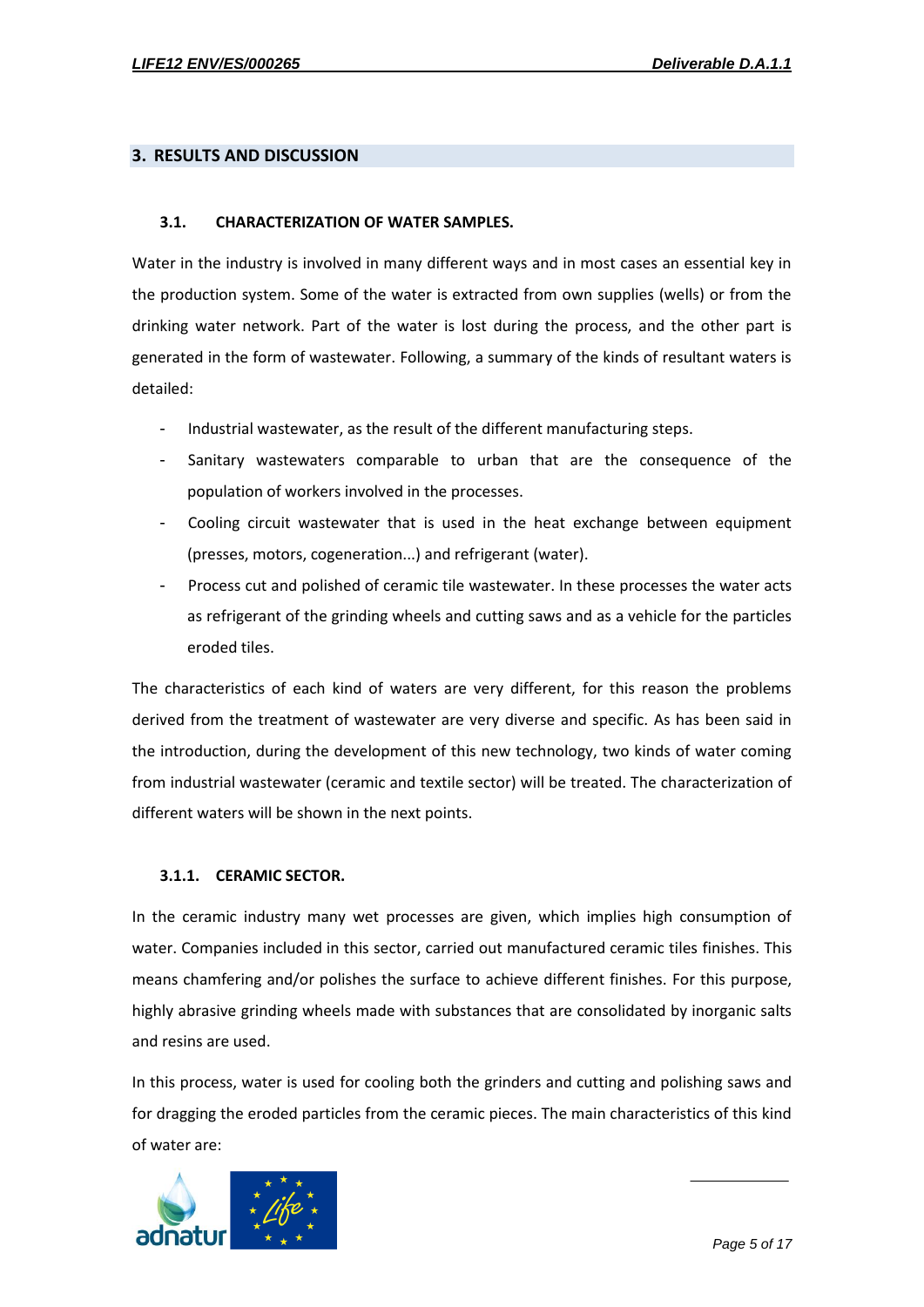## 3. RESULTS AND DISCUSSION

### 3.1. CHARACTERIZATION OF WATER SAMPLES.

Water in the industry is involved in many different ways and in most cases an essential key in the production system. Some of the water is extracted from own supplies (wells) or from the drinking water network. Part of the water is lost during the process, and the other part is generated in the form of wastewater. Following, a summary of the kinds of resultant waters is detailed:

- Industrial wastewater, as the result of the different manufacturing steps.
- Sanitary wastewaters comparable to urban that are the consequence of the population of workers involved in the processes.
- Cooling circuit wastewater that is used in the heat exchange between equipment (presses, motors, cogeneration...) and refrigerant (water).
- Process cut and polished of ceramic tile wastewater. In these processes the water acts as refrigerant of the grinding wheels and cutting saws and as a vehicle for the particles eroded tiles.

The characteristics of each kind of waters are very different, for this reason the problems derived from the treatment of wastewater are very diverse and specific. As has been said in the introduction, during the development of this new technology, two kinds of water coming from industrial wastewater (ceramic and textile sector) will be treated. The characterization of different waters will be shown in the next points.

#### 3.1.1. CERAMIC SECTOR.

In the ceramic industry many wet processes are given, which implies high consumption of water. Companies included in this sector, carried out manufactured ceramic tiles finishes. This means chamfering and/or polishes the surface to achieve different finishes. For this purpose, highly abrasive grinding wheels made with substances that are consolidated by inorganic salts and resins are used.

In this process, water is used for cooling both the grinders and cutting and polishing saws and for dragging the eroded particles from the ceramic pieces. The main characteristics of this kind of water are: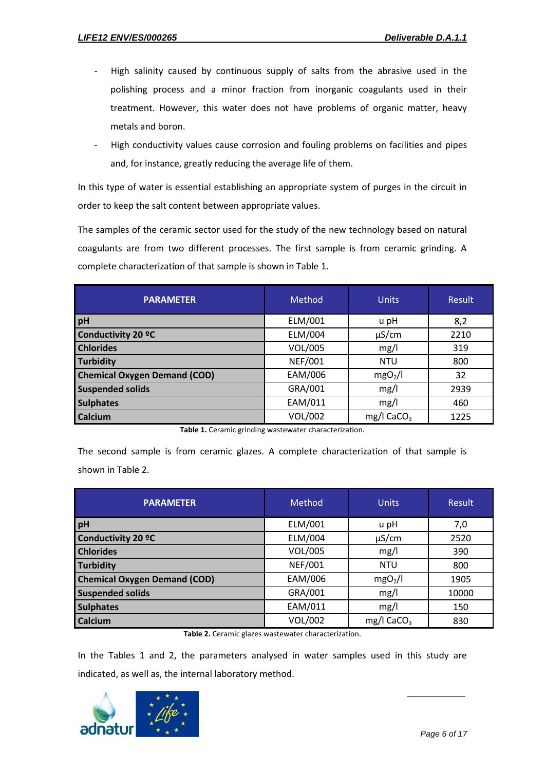- High salinity caused by continuous supply of salts from the abrasive used in the polishing process and a minor fraction from inorganic coagulants used in their treatment. However, this water does not have problems of organic matter, heavy metals and boron.
- High conductivity values cause corrosion and fouling problems on facilities and pipes and, for instance, greatly reducing the average life of them.

In this type of water is essential establishing an appropriate system of purges in the circuit in order to keep the salt content between appropriate values.

The samples of the ceramic sector used for the study of the new technology based on natural coagulants are from two different processes. The first sample is from ceramic grinding. A complete characterization of that sample is shown in Table 1.

| PARAMETER | Method | Units | Result |
|---|---|---|---|
| **pH** | ELM/001 | u pH | 8,2 |
| **Conductivity 20 ºC** | ELM/004 | µS/cm | 2210 |
| **Chlorides** | VOL/005 | mg/l | 319 |
| **Turbidity** | NEF/001 | NTU | 800 |
| **Chemical Oxygen Demand (COD)** | EAM/006 | $mgO_2/l$ | 32 |
| **Suspended solids** | GRA/001 | mg/l | 2939 |
| **Sulphates** | EAM/011 | mg/l | 460 |
| **Calcium** | VOL/002 | mg/l $CaCO_3$ | 1225 |

**Table 1.** Ceramic grinding wastewater characterization.

The second sample is from ceramic glazes. A complete characterization of that sample is shown in Table 2.

| PARAMETER | Method | Units | Result |
|---|---|---|---|
| **pH** | ELM/001 | u pH | 7,0 |
| **Conductivity 20 ºC** | ELM/004 | µS/cm | 2520 |
| **Chlorides** | VOL/005 | mg/l | 390 |
| **Turbidity** | NEF/001 | NTU | 800 |
| **Chemical Oxygen Demand (COD)** | EAM/006 | $mgO_2/l$ | 1905 |
| **Suspended solids** | GRA/001 | mg/l | 10000 |
| **Sulphates** | EAM/011 | mg/l | 150 |
| **Calcium** | VOL/002 | mg/l $CaCO_3$ | 830 |

**Table 2.** Ceramic glazes wastewater characterization.

In the Tables 1 and 2, the parameters analysed in water samples used in this study are indicated, as well as, the internal laboratory method.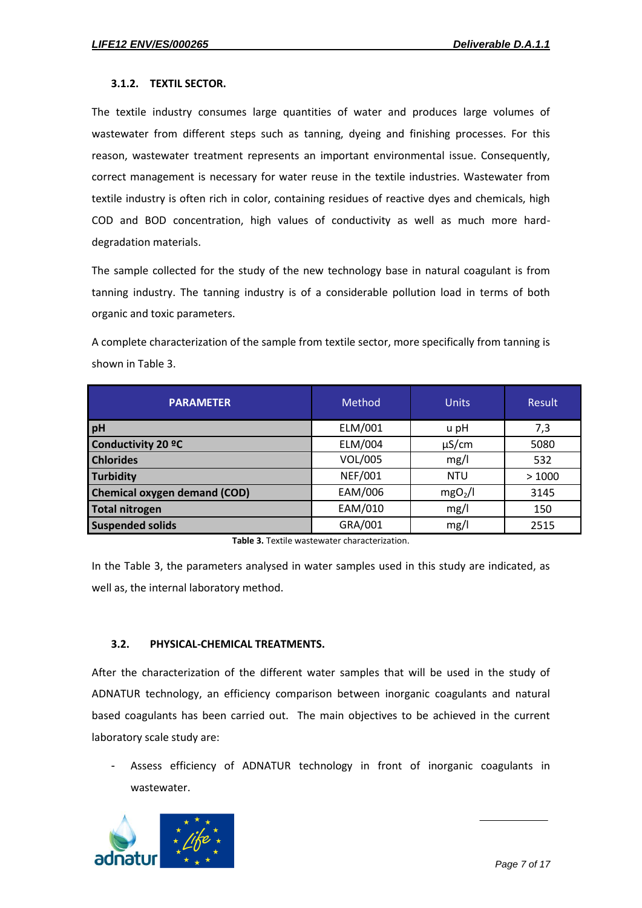### 3.1.2. TEXTIL SECTOR.

The textile industry consumes large quantities of water and produces large volumes of wastewater from different steps such as tanning, dyeing and finishing processes. For this reason, wastewater treatment represents an important environmental issue. Consequently, correct management is necessary for water reuse in the textile industries. Wastewater from textile industry is often rich in color, containing residues of reactive dyes and chemicals, high COD and BOD concentration, high values of conductivity as well as much more hard-degradation materials.

The sample collected for the study of the new technology base in natural coagulant is from tanning industry. The tanning industry is of a considerable pollution load in terms of both organic and toxic parameters.

A complete characterization of the sample from textile sector, more specifically from tanning is shown in Table 3.

| PARAMETER | Method | Units | Result |
|---|---|---|---|
| **pH** | ELM/001 | u pH | 7,3 |
| **Conductivity 20 ºC** | ELM/004 | µS/cm | 5080 |
| **Chlorides** | VOL/005 | mg/l | 532 |
| **Turbidity** | NEF/001 | NTU | > 1000 |
| **Chemical oxygen demand (COD)** | EAM/006 | $mgO_2/l$ | 3145 |
| **Total nitrogen** | EAM/010 | mg/l | 150 |
| **Suspended solids** | GRA/001 | mg/l | 2515 |

**Table 3.** Textile wastewater characterization.

In the Table 3, the parameters analysed in water samples used in this study are indicated, as well as, the internal laboratory method.

## 3.2. PHYSICAL-CHEMICAL TREATMENTS.

After the characterization of the different water samples that will be used in the study of ADNATUR technology, an efficiency comparison between inorganic coagulants and natural based coagulants has been carried out. The main objectives to be achieved in the current laboratory scale study are:

- Assess efficiency of ADNATUR technology in front of inorganic coagulants in wastewater.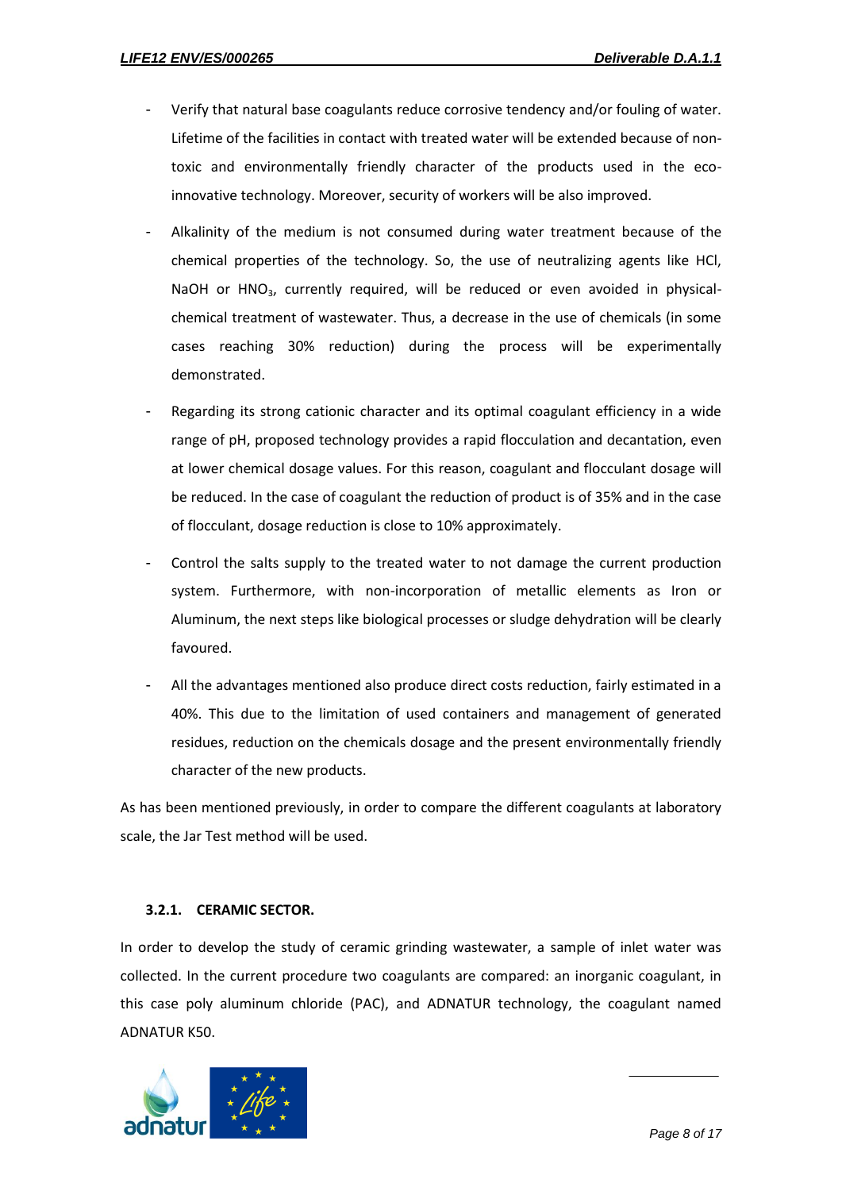- Verify that natural base coagulants reduce corrosive tendency and/or fouling of water. Lifetime of the facilities in contact with treated water will be extended because of non-toxic and environmentally friendly character of the products used in the eco-innovative technology. Moreover, security of workers will be also improved.
- Alkalinity of the medium is not consumed during water treatment because of the chemical properties of the technology. So, the use of neutralizing agents like HCl, NaOH or $HNO_3$, currently required, will be reduced or even avoided in physical-chemical treatment of wastewater. Thus, a decrease in the use of chemicals (in some cases reaching 30% reduction) during the process will be experimentally demonstrated.
- Regarding its strong cationic character and its optimal coagulant efficiency in a wide range of pH, proposed technology provides a rapid flocculation and decantation, even at lower chemical dosage values. For this reason, coagulant and flocculant dosage will be reduced. In the case of coagulant the reduction of product is of 35% and in the case of flocculant, dosage reduction is close to 10% approximately.
- Control the salts supply to the treated water to not damage the current production system. Furthermore, with non-incorporation of metallic elements as Iron or Aluminum, the next steps like biological processes or sludge dehydration will be clearly favoured.
- All the advantages mentioned also produce direct costs reduction, fairly estimated in a 40%. This due to the limitation of used containers and management of generated residues, reduction on the chemicals dosage and the present environmentally friendly character of the new products.

As has been mentioned previously, in order to compare the different coagulants at laboratory scale, the Jar Test method will be used.

### 3.2.1. CERAMIC SECTOR.

In order to develop the study of ceramic grinding wastewater, a sample of inlet water was collected. In the current procedure two coagulants are compared: an inorganic coagulant, in this case poly aluminum chloride (PAC), and ADNATUR technology, the coagulant named ADNATUR K50.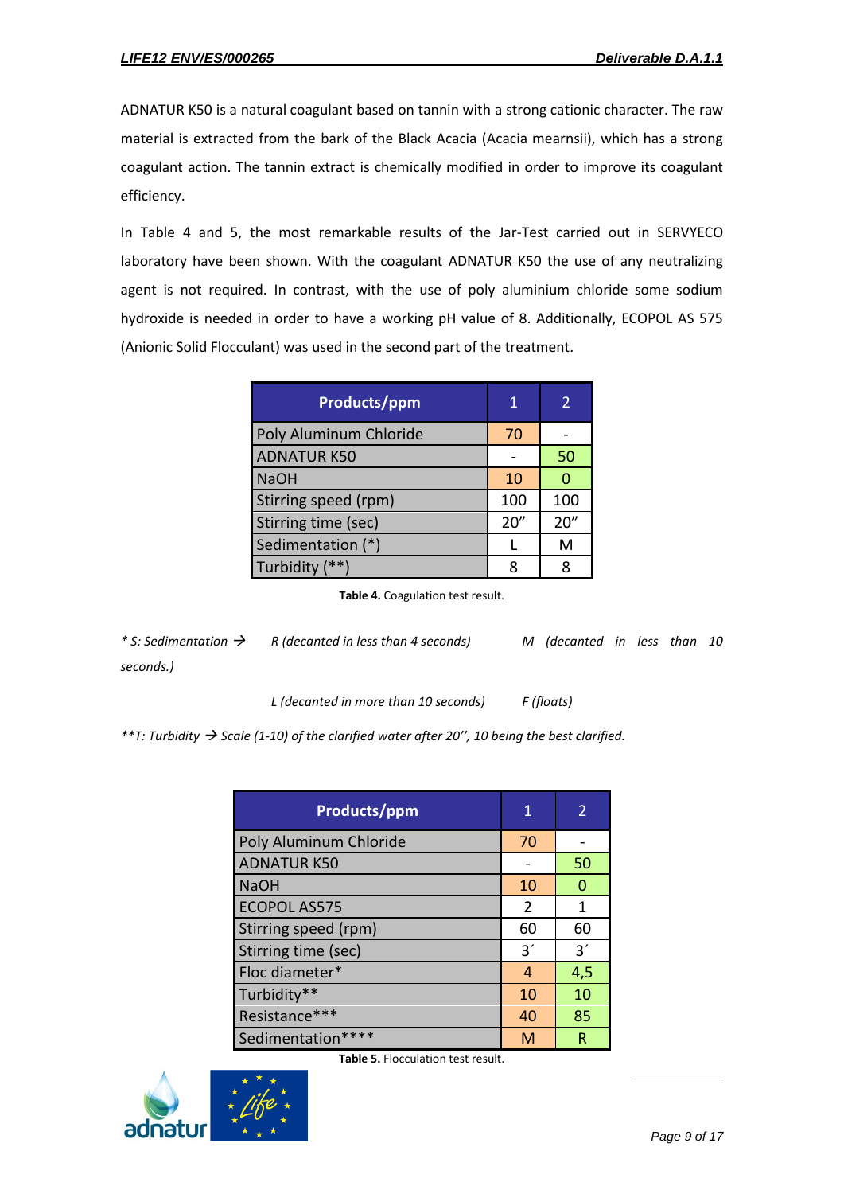ADNATUR K50 is a natural coagulant based on tannin with a strong cationic character. The raw material is extracted from the bark of the Black Acacia (Acacia mearnsii), which has a strong coagulant action. The tannin extract is chemically modified in order to improve its coagulant efficiency.

In Table 4 and 5, the most remarkable results of the Jar-Test carried out in SERVYECO laboratory have been shown. With the coagulant ADNATUR K50 the use of any neutralizing agent is not required. In contrast, with the use of poly aluminium chloride some sodium hydroxide is needed in order to have a working pH value of 8. Additionally, ECOPOL AS 575 (Anionic Solid Flocculant) was used in the second part of the treatment.

| Products/ppm | 1 | 2 |
|---|---|---|
| Poly Aluminum Chloride | 70 | - |
| ADNATUR K50 | - | 50 |
| NaOH | 10 | 0 |
| Stirring speed (rpm) | 100 | 100 |
| Stirring time (sec) | 20” | 20” |
| Sedimentation (*) | L | M |
| Turbidity (**) | 8 | 8 |

**Table 4.** Coagulation test result.

*\* S: Sedimentation → R (decanted in less than 4 seconds) M (decanted in less than 10 seconds.)*

*L (decanted in more than 10 seconds) F (floats)*

*\*\*T: Turbidity → Scale (1-10) of the clarified water after 20’’, 10 being the best clarified.*

| Products/ppm | 1 | 2 |
|---|---|---|
| Poly Aluminum Chloride | 70 | - |
| ADNATUR K50 | - | 50 |
| NaOH | 10 | 0 |
| ECOPOL AS575 | 2 | 1 |
| Stirring speed (rpm) | 60 | 60 |
| Stirring time (sec) | 3´ | 3´ |
| Floc diameter* | 4 | 4,5 |
| Turbidity** | 10 | 10 |
| Resistance*** | 40 | 85 |
| Sedimentation**** | M | R |

**Table 5.** Flocculation test result.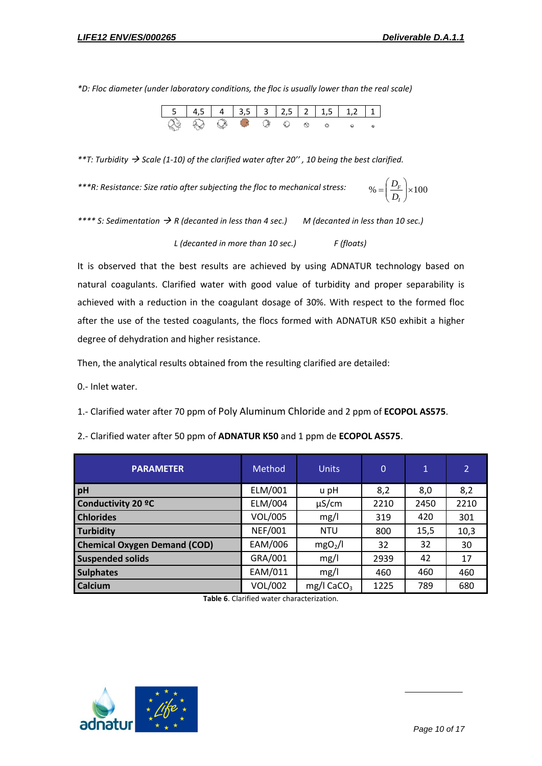*D: Floc diameter (under laboratory conditions, the floc is usually lower than the real scale)*

| 5 | 4,5 | 4 | 3,5 | 3 | 2,5 | 2 | 1,5 | 1,2 | 1 |
|---|---|---|---|---|---|---|---|---|---|

*\*\*T: Turbidity → Scale (1-10) of the clarified water after 20'' , 10 being the best clarified.*

*\*\*\*R: Resistance: Size ratio after subjecting the floc to mechanical stress:*

$$\% = \left( \frac{D_F}{D_I} \right) \times 100$$

*\*\*\*\* S: Sedimentation → R (decanted in less than 4 sec.)     M (decanted in less than 10 sec.)*

*L (decanted in more than 10 sec.)     F (floats)*

It is observed that the best results are achieved by using ADNATUR technology based on natural coagulants. Clarified water with good value of turbidity and proper separability is achieved with a reduction in the coagulant dosage of 30%. With respect to the formed floc after the use of the tested coagulants, the flocs formed with ADNATUR K50 exhibit a higher degree of dehydration and higher resistance.

Then, the analytical results obtained from the resulting clarified are detailed:

0.- Inlet water.

1.- Clarified water after 70 ppm of Poly Aluminum Chloride and 2 ppm of **ECOPOL AS575**.

2.- Clarified water after 50 ppm of **ADNATUR K50** and 1 ppm de **ECOPOL AS575**.

| PARAMETER | Method | Units | 0 | 1 | 2 |
|---|---|---|---|---|---|
| **pH** | ELM/001 | u pH | 8,2 | 8,0 | 8,2 |
| **Conductivity 20 ºC** | ELM/004 | µS/cm | 2210 | 2450 | 2210 |
| **Chlorides** | VOL/005 | mg/l | 319 | 420 | 301 |
| **Turbidity** | NEF/001 | NTU | 800 | 15,5 | 10,3 |
| **Chemical Oxygen Demand (COD)** | EAM/006 | $mgO_2/l$ | 32 | 32 | 30 |
| **Suspended solids** | GRA/001 | mg/l | 2939 | 42 | 17 |
| **Sulphates** | EAM/011 | mg/l | 460 | 460 | 460 |
| **Calcium** | VOL/002 | mg/l $CaCO_3$ | 1225 | 789 | 680 |

**Table 6**. Clarified water characterization.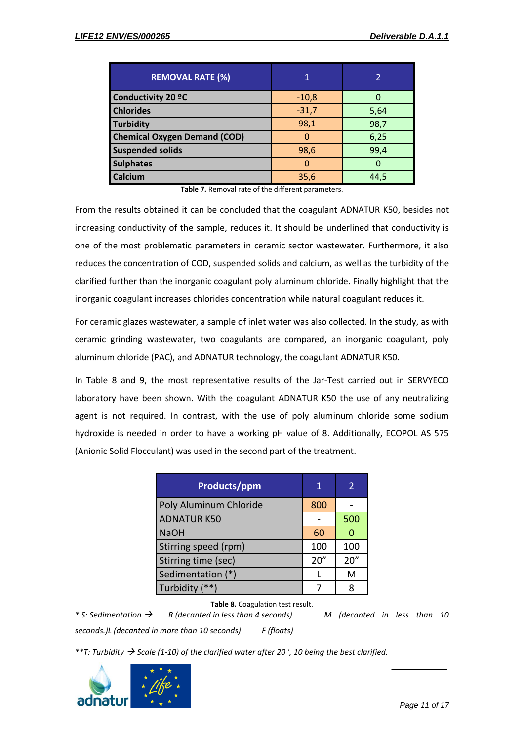| REMOVAL RATE (%) | 1 | 2 |
| --- | --- | --- |
| **Conductivity 20 ºC** | -10,8 | 0 |
| **Chlorides** | -31,7 | 5,64 |
| **Turbidity** | 98,1 | 98,7 |
| **Chemical Oxygen Demand (COD)** | 0 | 6,25 |
| **Suspended solids** | 98,6 | 99,4 |
| **Sulphates** | 0 | 0 |
| **Calcium** | 35,6 | 44,5 |

**Table 7.** Removal rate of the different parameters.

From the results obtained it can be concluded that the coagulant ADNATUR K50, besides not increasing conductivity of the sample, reduces it. It should be underlined that conductivity is one of the most problematic parameters in ceramic sector wastewater. Furthermore, it also reduces the concentration of COD, suspended solids and calcium, as well as the turbidity of the clarified further than the inorganic coagulant poly aluminum chloride. Finally highlight that the inorganic coagulant increases chlorides concentration while natural coagulant reduces it.

For ceramic glazes wastewater, a sample of inlet water was also collected. In the study, as with ceramic grinding wastewater, two coagulants are compared, an inorganic coagulant, poly aluminum chloride (PAC), and ADNATUR technology, the coagulant ADNATUR K50.

In Table 8 and 9, the most representative results of the Jar-Test carried out in SERVYECO laboratory have been shown. With the coagulant ADNATUR K50 the use of any neutralizing agent is not required. In contrast, with the use of poly aluminum chloride some sodium hydroxide is needed in order to have a working pH value of 8. Additionally, ECOPOL AS 575 (Anionic Solid Flocculant) was used in the second part of the treatment.

| Products/ppm | 1 | 2 |
| --- | --- | --- |
| Poly Aluminum Chloride | 800 | - |
| ADNATUR K50 | - | 500 |
| NaOH | 60 | 0 |
| Stirring speed (rpm) | 100 | 100 |
| Stirring time (sec) | 20" | 20" |
| Sedimentation (*) | L | M |
| Turbidity (**) | 7 | 8 |

**Table 8.** Coagulation test result.

*\* S: Sedimentation → R (decanted in less than 4 seconds) M (decanted in less than 10 seconds.)L (decanted in more than 10 seconds) F (floats)*

*\*\*T: Turbidity → Scale (1-10) of the clarified water after 20 ', 10 being the best clarified.*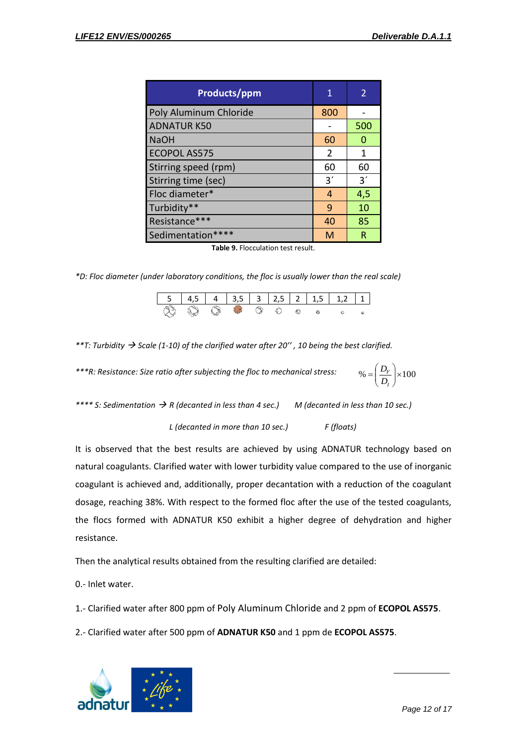| Products/ppm | 1 | 2 |
|---|---|---|
| Poly Aluminum Chloride | 800 | - |
| ADNATUR K50 | - | 500 |
| NaOH | 60 | 0 |
| ECOPOL AS575 | 2 | 1 |
| Stirring speed (rpm) | 60 | 60 |
| Stirring time (sec) | 3´ | 3´ |
| Floc diameter* | 4 | 4,5 |
| Turbidity** | 9 | 10 |
| Resistance*** | 40 | 85 |
| Sedimentation**** | M | R |

**Table 9.** Flocculation test result.

*\*D: Floc diameter (under laboratory conditions, the floc is usually lower than the real scale)*

| 5 | 4,5 | 4 | 3,5 | 3 | 2,5 | 2 | 1,5 | 1,2 | 1 |
|---|---|---|---|---|---|---|---|---|---|

*\*\*T: Turbidity → Scale (1-10) of the clarified water after 20'' , 10 being the best clarified.*

*\*\*\*R: Resistance: Size ratio after subjecting the floc to mechanical stress:*

$$\% = \left(\frac{D_F}{D_I}\right) \times 100$$

*\*\*\*\* S: Sedimentation → R (decanted in less than 4 sec.) M (decanted in less than 10 sec.)*

*L (decanted in more than 10 sec.) F (floats)*

It is observed that the best results are achieved by using ADNATUR technology based on natural coagulants. Clarified water with lower turbidity value compared to the use of inorganic coagulant is achieved and, additionally, proper decantation with a reduction of the coagulant dosage, reaching 38%. With respect to the formed floc after the use of the tested coagulants, the flocs formed with ADNATUR K50 exhibit a higher degree of dehydration and higher resistance.

Then the analytical results obtained from the resulting clarified are detailed:

0.- Inlet water.

1.- Clarified water after 800 ppm of Poly Aluminum Chloride and 2 ppm of **ECOPOL AS575**.

2.- Clarified water after 500 ppm of **ADNATUR K50** and 1 ppm de **ECOPOL AS575**.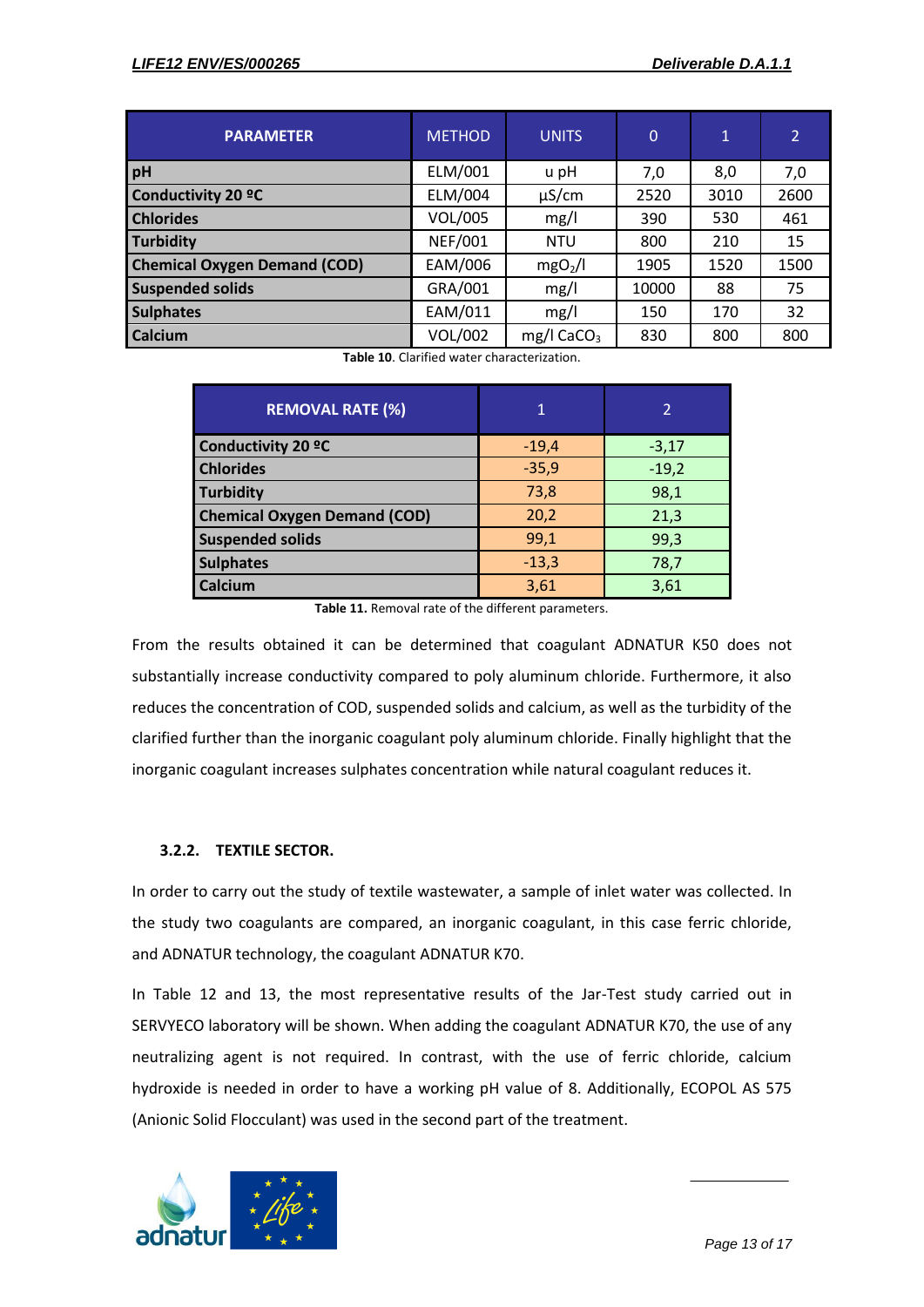| PARAMETER | METHOD | UNITS | 0 | 1 | 2 |
|---|---|---|---|---|---|
| **pH** | ELM/001 | u pH | 7,0 | 8,0 | 7,0 |
| **Conductivity 20 ºC** | ELM/004 | µS/cm | 2520 | 3010 | 2600 |
| **Chlorides** | VOL/005 | mg/l | 390 | 530 | 461 |
| **Turbidity** | NEF/001 | NTU | 800 | 210 | 15 |
| **Chemical Oxygen Demand (COD)** | EAM/006 | $mgO_2/l$ | 1905 | 1520 | 1500 |
| **Suspended solids** | GRA/001 | mg/l | 10000 | 88 | 75 |
| **Sulphates** | EAM/011 | mg/l | 150 | 170 | 32 |
| **Calcium** | VOL/002 | mg/l $CaCO_3$ | 830 | 800 | 800 |

**Table 10**. Clarified water characterization.

| REMOVAL RATE (%) | 1 | 2 |
|---|---|---|
| **Conductivity 20 ºC** | -19,4 | -3,17 |
| **Chlorides** | -35,9 | -19,2 |
| **Turbidity** | 73,8 | 98,1 |
| **Chemical Oxygen Demand (COD)** | 20,2 | 21,3 |
| **Suspended solids** | 99,1 | 99,3 |
| **Sulphates** | -13,3 | 78,7 |
| **Calcium** | 3,61 | 3,61 |

**Table 11.** Removal rate of the different parameters.

From the results obtained it can be determined that coagulant ADNATUR K50 does not substantially increase conductivity compared to poly aluminum chloride. Furthermore, it also reduces the concentration of COD, suspended solids and calcium, as well as the turbidity of the clarified further than the inorganic coagulant poly aluminum chloride. Finally highlight that the inorganic coagulant increases sulphates concentration while natural coagulant reduces it.

### 3.2.2. TEXTILE SECTOR.

In order to carry out the study of textile wastewater, a sample of inlet water was collected. In the study two coagulants are compared, an inorganic coagulant, in this case ferric chloride, and ADNATUR technology, the coagulant ADNATUR K70.

In Table 12 and 13, the most representative results of the Jar-Test study carried out in SERVYECO laboratory will be shown. When adding the coagulant ADNATUR K70, the use of any neutralizing agent is not required. In contrast, with the use of ferric chloride, calcium hydroxide is needed in order to have a working pH value of 8. Additionally, ECOPOL AS 575 (Anionic Solid Flocculant) was used in the second part of the treatment.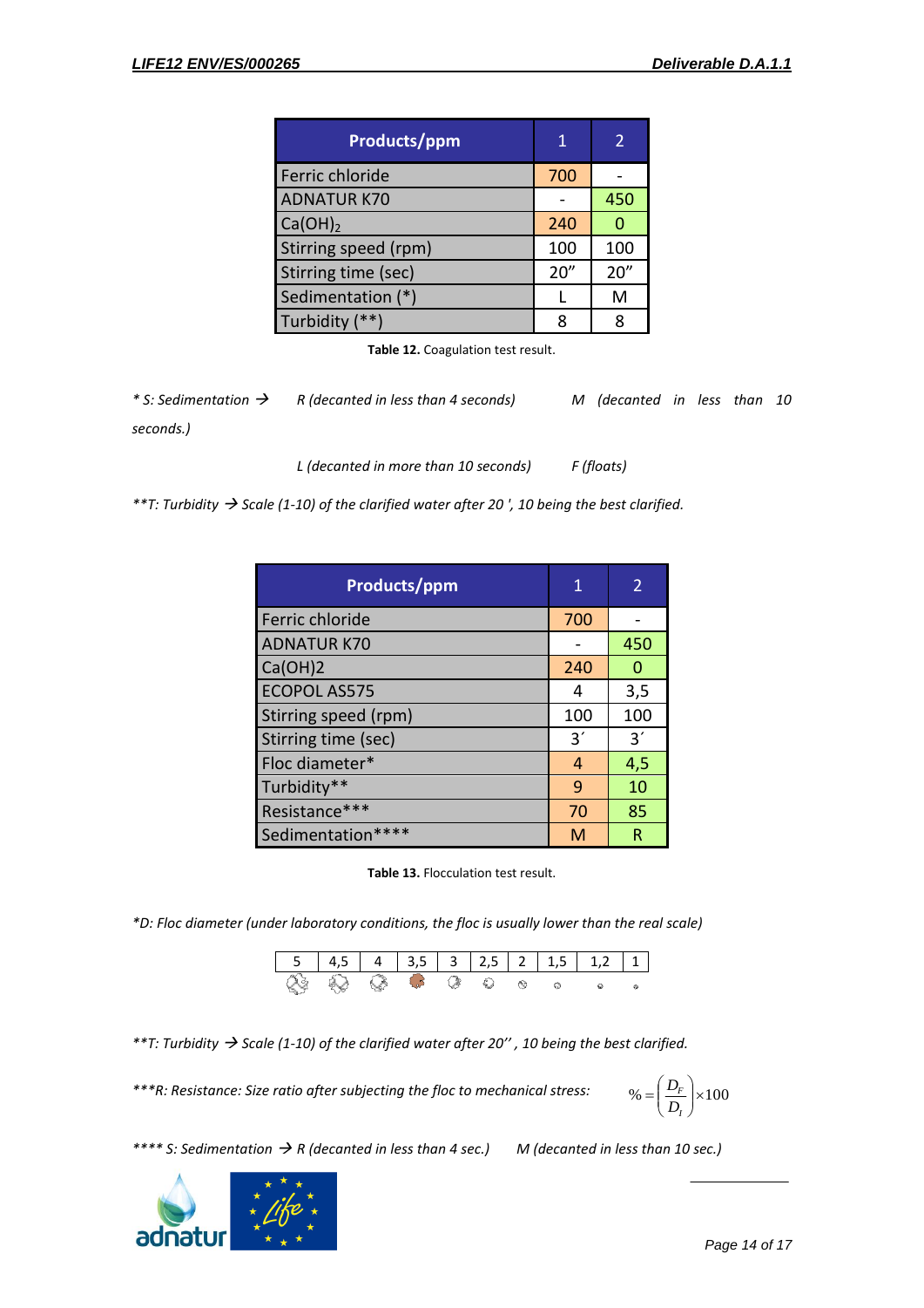| Products/ppm | 1 | 2 |
|---|---|---|
| Ferric chloride | 700 | - |
| ADNATUR K70 | - | 450 |
| $Ca(OH)_2$ | 240 | 0 |
| Stirring speed (rpm) | 100 | 100 |
| Stirring time (sec) | 20" | 20" |
| Sedimentation (*) | L | M |
| Turbidity (**) | 8 | 8 |

**Table 12.** Coagulation test result.

*\* S: Sedimentation → R (decanted in less than 4 seconds) M (decanted in less than 10 seconds.)*

*L (decanted in more than 10 seconds) F (floats)*

*\*\*T: Turbidity → Scale (1-10) of the clarified water after 20 ', 10 being the best clarified.*

| Products/ppm | 1 | 2 |
|---|---|---|
| Ferric chloride | 700 | - |
| ADNATUR K70 | - | 450 |
| Ca(OH)2 | 240 | 0 |
| ECOPOL AS575 | 4 | 3,5 |
| Stirring speed (rpm) | 100 | 100 |
| Stirring time (sec) | 3´ | 3´ |
| Floc diameter* | 4 | 4,5 |
| Turbidity** | 9 | 10 |
| Resistance*** | 70 | 85 |
| Sedimentation**** | M | R |

**Table 13.** Flocculation test result.

*\*D: Floc diameter (under laboratory conditions, the floc is usually lower than the real scale)*

| 5 | 4,5 | 4 | 3,5 | 3 | 2,5 | 2 | 1,5 | 1,2 | 1 |
|---|---|---|---|---|---|---|---|---|---|

*\*\*T: Turbidity → Scale (1-10) of the clarified water after 20'' , 10 being the best clarified.*

*\*\*\*R: Resistance: Size ratio after subjecting the floc to mechanical stress:* $\% = \left(\frac{D_F}{D_I}\right) \times 100$

*\*\*\*\* S: Sedimentation → R (decanted in less than 4 sec.) M (decanted in less than 10 sec.)*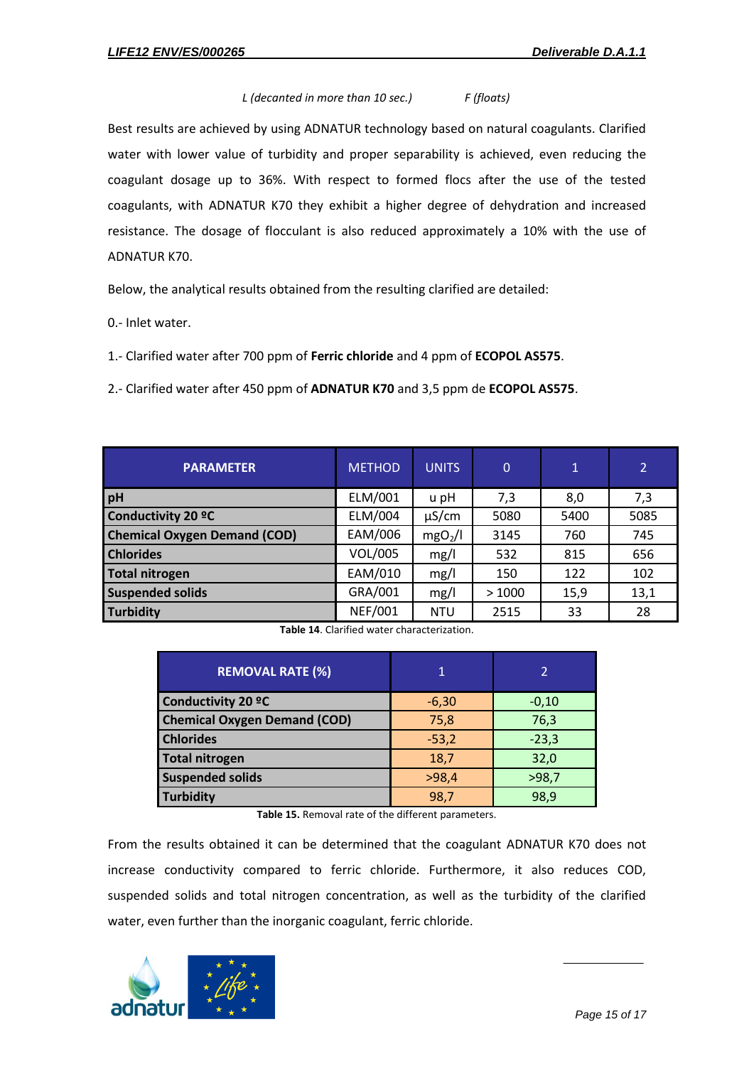*L (decanted in more than 10 sec.)*          *F (floats)*

Best results are achieved by using ADNATUR technology based on natural coagulants. Clarified water with lower value of turbidity and proper separability is achieved, even reducing the coagulant dosage up to 36%. With respect to formed flocs after the use of the tested coagulants, with ADNATUR K70 they exhibit a higher degree of dehydration and increased resistance. The dosage of flocculant is also reduced approximately a 10% with the use of ADNATUR K70.

Below, the analytical results obtained from the resulting clarified are detailed:

0.- Inlet water.

1.- Clarified water after 700 ppm of **Ferric chloride** and 4 ppm of **ECOPOL AS575**.

2.- Clarified water after 450 ppm of **ADNATUR K70** and 3,5 ppm de **ECOPOL AS575**.

| PARAMETER | METHOD | UNITS | 0 | 1 | 2 |
|---|---|---|---|---|---|
| **pH** | ELM/001 | u pH | 7,3 | 8,0 | 7,3 |
| **Conductivity 20 ºC** | ELM/004 | µS/cm | 5080 | 5400 | 5085 |
| **Chemical Oxygen Demand (COD)** | EAM/006 | $mgO_2/l$ | 3145 | 760 | 745 |
| **Chlorides** | VOL/005 | mg/l | 532 | 815 | 656 |
| **Total nitrogen** | EAM/010 | mg/l | 150 | 122 | 102 |
| **Suspended solids** | GRA/001 | mg/l | > 1000 | 15,9 | 13,1 |
| **Turbidity** | NEF/001 | NTU | 2515 | 33 | 28 |

**Table 14**. Clarified water characterization.

| REMOVAL RATE (%) | 1 | 2 |
|---|---|---|
| **Conductivity 20 ºC** | -6,30 | -0,10 |
| **Chemical Oxygen Demand (COD)** | 75,8 | 76,3 |
| **Chlorides** | -53,2 | -23,3 |
| **Total nitrogen** | 18,7 | 32,0 |
| **Suspended solids** | >98,4 | >98,7 |
| **Turbidity** | 98,7 | 98,9 |

**Table 15.** Removal rate of the different parameters.

From the results obtained it can be determined that the coagulant ADNATUR K70 does not increase conductivity compared to ferric chloride. Furthermore, it also reduces COD, suspended solids and total nitrogen concentration, as well as the turbidity of the clarified water, even further than the inorganic coagulant, ferric chloride.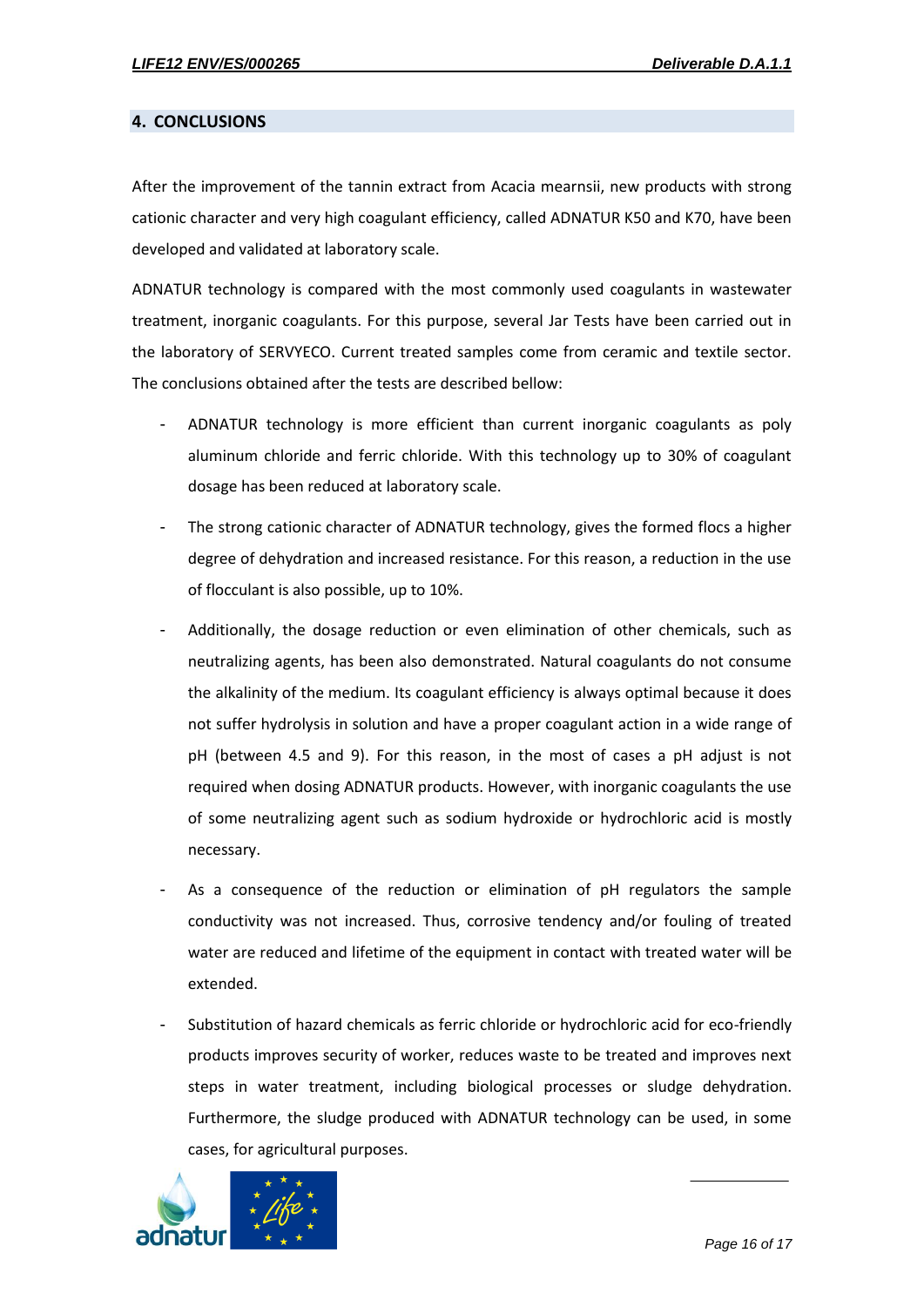## 4. CONCLUSIONS

After the improvement of the tannin extract from Acacia mearnsii, new products with strong cationic character and very high coagulant efficiency, called ADNATUR K50 and K70, have been developed and validated at laboratory scale.

ADNATUR technology is compared with the most commonly used coagulants in wastewater treatment, inorganic coagulants. For this purpose, several Jar Tests have been carried out in the laboratory of SERVYECO. Current treated samples come from ceramic and textile sector. The conclusions obtained after the tests are described bellow:

- ADNATUR technology is more efficient than current inorganic coagulants as poly aluminum chloride and ferric chloride. With this technology up to 30% of coagulant dosage has been reduced at laboratory scale.

- The strong cationic character of ADNATUR technology, gives the formed flocs a higher degree of dehydration and increased resistance. For this reason, a reduction in the use of flocculant is also possible, up to 10%.

- Additionally, the dosage reduction or even elimination of other chemicals, such as neutralizing agents, has been also demonstrated. Natural coagulants do not consume the alkalinity of the medium. Its coagulant efficiency is always optimal because it does not suffer hydrolysis in solution and have a proper coagulant action in a wide range of pH (between 4.5 and 9). For this reason, in the most of cases a pH adjust is not required when dosing ADNATUR products. However, with inorganic coagulants the use of some neutralizing agent such as sodium hydroxide or hydrochloric acid is mostly necessary.

- As a consequence of the reduction or elimination of pH regulators the sample conductivity was not increased. Thus, corrosive tendency and/or fouling of treated water are reduced and lifetime of the equipment in contact with treated water will be extended.

- Substitution of hazard chemicals as ferric chloride or hydrochloric acid for eco-friendly products improves security of worker, reduces waste to be treated and improves next steps in water treatment, including biological processes or sludge dehydration. Furthermore, the sludge produced with ADNATUR technology can be used, in some cases, for agricultural purposes.